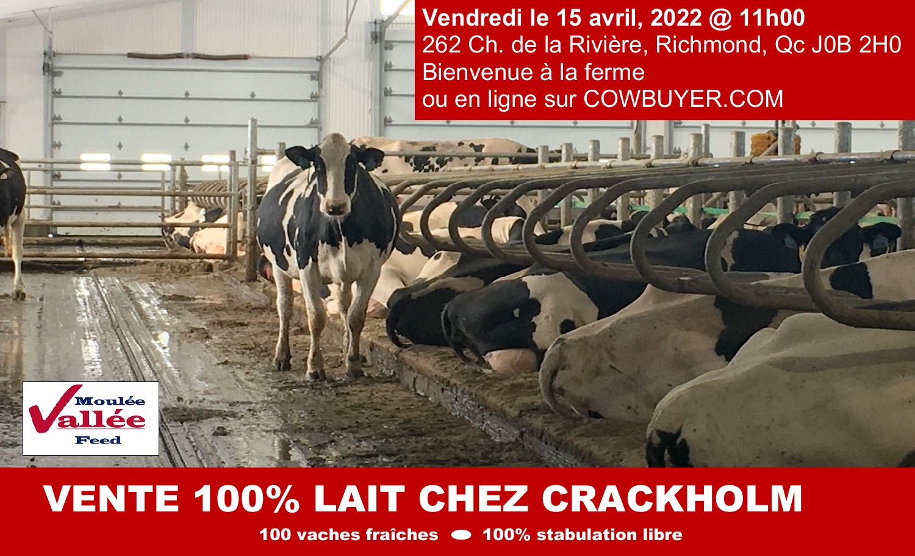**Vendredi le 15 avril, 2022 @ 11h00**

262 Ch. de la Rivière, Richmond, Qc J0B 2H0

Bienvenue à la ferme

ou en ligne sur COWBUYER.COM

Moulée Vallée Feed

# VENTE 100% LAIT CHEZ CRACKHOLM

**100 vaches fraîches • 100% stabulation libre**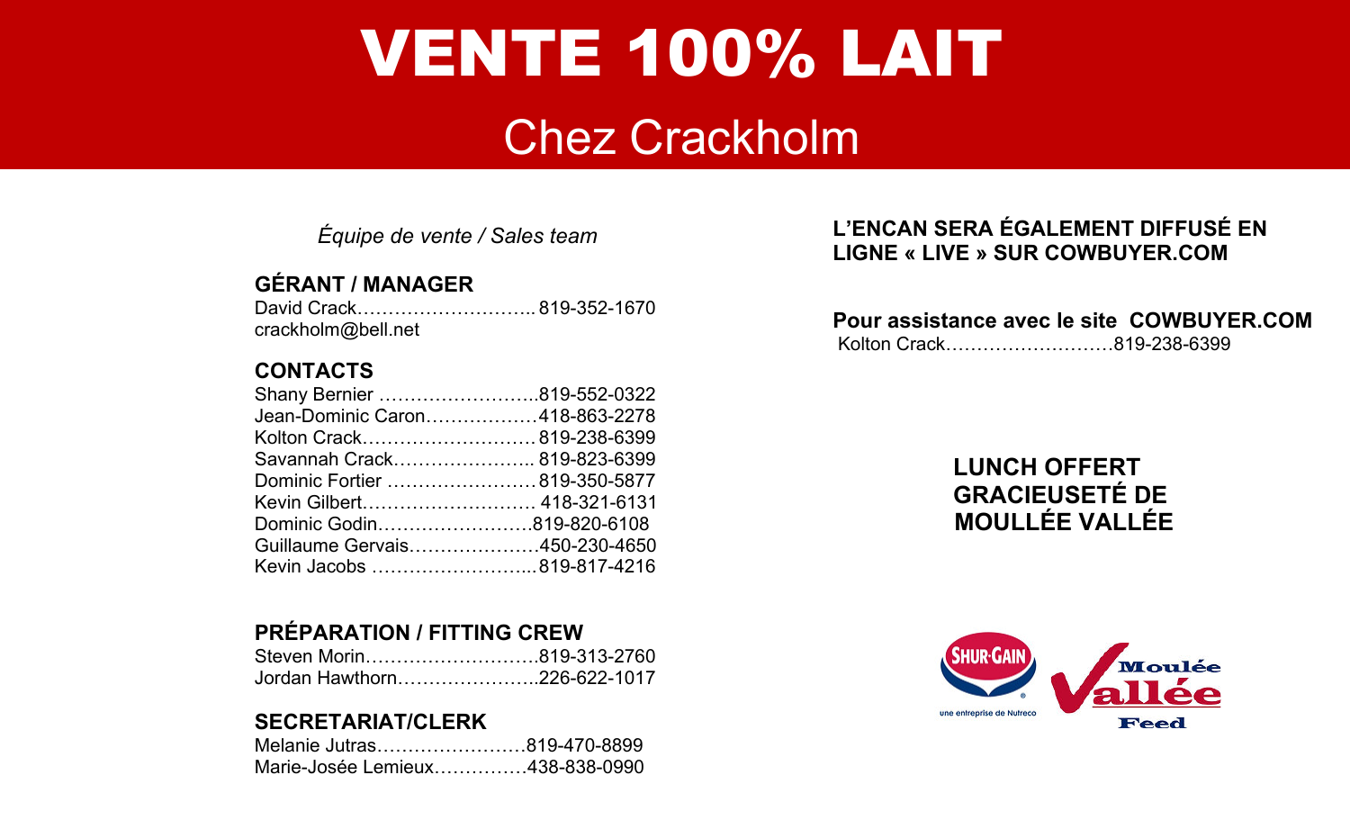# VENTE 100% LAIT

## Chez Crackholm

*Équipe de vente / Sales team*

### GÉRANT / MANAGER

David Crack............................. 819-352-1670
crackholm@bell.net

### CONTACTS

Shany Bernier ..........................819-552-0322
Jean-Dominic Caron..................418-863-2278
Kolton Crack............................ 819-238-6399
Savannah Crack....................... 819-823-6399
Dominic Fortier ........................ 819-350-5877
Kevin Gilbert............................ 418-321-6131
Dominic Godin.........................819-820-6108
Guillaume Gervais.....................450-230-4650
Kevin Jacobs ...........................819-817-4216

### PRÉPARATION / FITTING CREW

Steven Morin............................819-313-2760
Jordan Hawthorn.......................226-622-1017

### SECRETARIAT/CLERK

Melanie Jutras........................819-470-8899
Marie-Josée Lemieux...............438-838-0990

**L'ENCAN SERA ÉGALEMENT DIFFUSÉ EN LIGNE « LIVE » SUR COWBUYER.COM**

**Pour assistance avec le site COWBUYER.COM**
Kolton Crack...........................819-238-6399

**LUNCH OFFERT GRACIEUSETÉ DE MOULLÉE VALLÉE**

SHUR-GAIN
une entreprise de Nutreco

Moulée Vallée Feed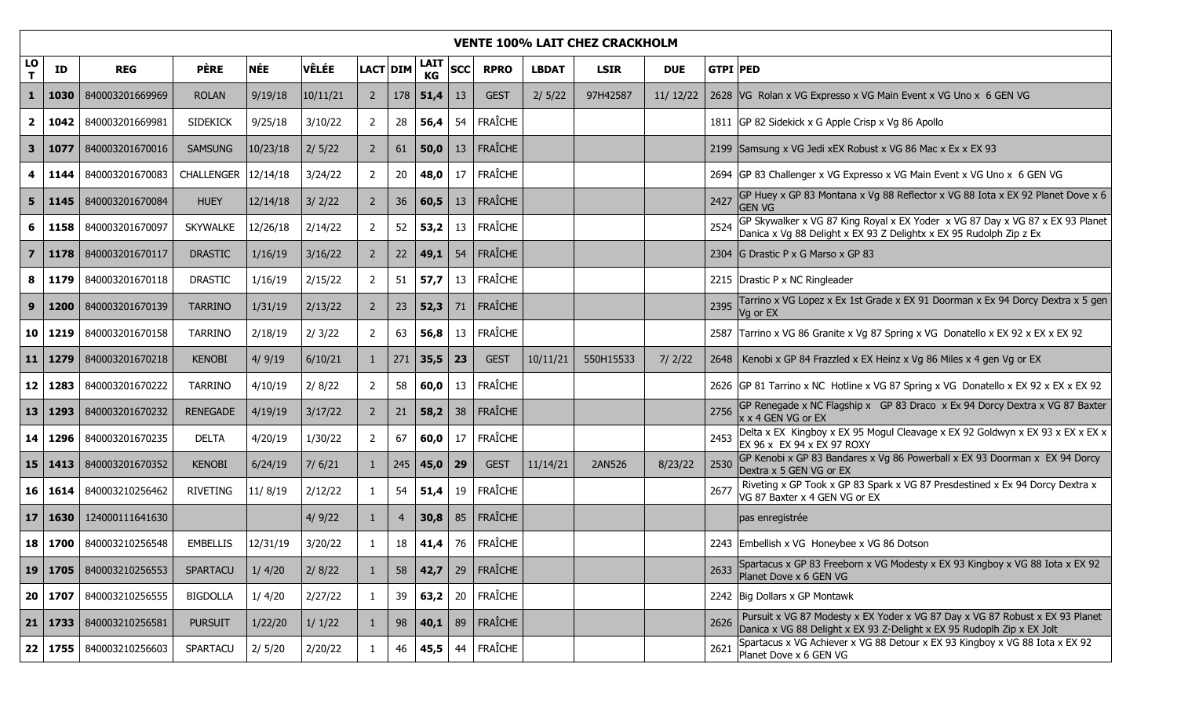# VENTE 100% LAIT CHEZ CRACKHOLM

| LOT | ID | REG | PÈRE | NÉE | VÊLÉE | LACT | DIM | LAIT KG | SCC | RPRO | LBDAT | LSIR | DUE | GTPI | PED |
|---|---|---|---|---|---|---|---|---|---|---|---|---|---|---|---|
| **1** | **1030** | 840003201669969 | ROLAN | 9/19/18 | 10/11/21 | 2 | 178 | **51,4** | 13 | GEST | 2/ 5/22 | 97H42587 | 11/ 12/22 | 2628 | VG Rolan x VG Expresso x VG Main Event x VG Uno x 6 GEN VG |
| **2** | **1042** | 840003201669981 | SIDEKICK | 9/25/18 | 3/10/22 | 2 | 28 | **56,4** | 54 | FRAÎCHE | | | | 1811 | GP 82 Sidekick x G Apple Crisp x Vg 86 Apollo |
| **3** | **1077** | 840003201670016 | SAMSUNG | 10/23/18 | 2/ 5/22 | 2 | 61 | **50,0** | 13 | FRAÎCHE | | | | 2199 | Samsung x VG Jedi xEX Robust x VG 86 Mac x Ex x EX 93 |
| **4** | **1144** | 840003201670083 | CHALLENGER | 12/14/18 | 3/24/22 | 2 | 20 | **48,0** | 17 | FRAÎCHE | | | | 2694 | GP 83 Challenger x VG Expresso x VG Main Event x VG Uno x 6 GEN VG |
| **5** | **1145** | 840003201670084 | HUEY | 12/14/18 | 3/ 2/22 | 2 | 36 | **60,5** | 13 | FRAÎCHE | | | | 2427 | GP Huey x GP 83 Montana x Vg 88 Reflector x VG 88 Iota x EX 92 Planet Dove x 6 GEN VG |
| **6** | **1158** | 840003201670097 | SKYWALKE | 12/26/18 | 2/14/22 | 2 | 52 | **53,2** | 13 | FRAÎCHE | | | | 2524 | GP Skywalker x VG 87 King Royal x EX Yoder x VG 87 Day x VG 87 x EX 93 Planet Danica x Vg 88 Delight x EX 93 Z Delightx x EX 95 Rudolph Zip z Ex |
| **7** | **1178** | 840003201670117 | DRASTIC | 1/16/19 | 3/16/22 | 2 | 22 | **49,1** | 54 | FRAÎCHE | | | | 2304 | G Drastic P x G Marso x GP 83 |
| **8** | **1179** | 840003201670118 | DRASTIC | 1/16/19 | 2/15/22 | 2 | 51 | **57,7** | 13 | FRAÎCHE | | | | 2215 | Drastic P x NC Ringleader |
| **9** | **1200** | 840003201670139 | TARRINO | 1/31/19 | 2/13/22 | 2 | 23 | **52,3** | 71 | FRAÎCHE | | | | 2395 | Tarrino x VG Lopez x Ex 1st Grade x EX 91 Doorman x Ex 94 Dorcy Dextra x 5 gen Vg or EX |
| **10** | **1219** | 840003201670158 | TARRINO | 2/18/19 | 2/ 3/22 | 2 | 63 | **56,8** | 13 | FRAÎCHE | | | | 2587 | Tarrino x VG 86 Granite x Vg 87 Spring x VG Donatello x EX 92 x EX x EX 92 |
| **11** | **1279** | 840003201670218 | KENOBI | 4/ 9/19 | 6/10/21 | 1 | 271 | **35,5** | **23** | GEST | 10/11/21 | 550H15533 | 7/ 2/22 | 2648 | Kenobi x GP 84 Frazzled x EX Heinz x Vg 86 Miles x 4 gen Vg or EX |
| **12** | **1283** | 840003201670222 | TARRINO | 4/10/19 | 2/ 8/22 | 2 | 58 | **60,0** | 13 | FRAÎCHE | | | | 2626 | GP 81 Tarrino x NC Hotline x VG 87 Spring x VG Donatello x EX 92 x EX x EX 92 |
| **13** | **1293** | 840003201670232 | RENEGADE | 4/19/19 | 3/17/22 | 2 | 21 | **58,2** | 38 | FRAÎCHE | | | | 2756 | GP Renegade x NC Flagship x GP 83 Draco x Ex 94 Dorcy Dextra x VG 87 Baxter x x 4 GEN VG or EX |
| **14** | **1296** | 840003201670235 | DELTA | 4/20/19 | 1/30/22 | 2 | 67 | **60,0** | 17 | FRAÎCHE | | | | 2453 | Delta x EX Kingboy x EX 95 Mogul Cleavage x EX 92 Goldwyn x EX 93 x EX x EX x EX 96 x EX 94 x EX 97 ROXY |
| **15** | **1413** | 840003201670352 | KENOBI | 6/24/19 | 7/ 6/21 | 1 | 245 | **45,0** | **29** | GEST | 11/14/21 | 2AN526 | 8/23/22 | 2530 | GP Kenobi x GP 83 Bandares x Vg 86 Powerball x EX 93 Doorman x EX 94 Dorcy Dextra x 5 GEN VG or EX |
| **16** | **1614** | 840003210256462 | RIVETING | 11/ 8/19 | 2/12/22 | 1 | 54 | **51,4** | 19 | FRAÎCHE | | | | 2677 | Riveting x GP Took x GP 83 Spark x VG 87 Presdestined x Ex 94 Dorcy Dextra x VG 87 Baxter x 4 GEN VG or EX |
| **17** | **1630** | 124000111641630 | | | 4/ 9/22 | 1 | 4 | **30,8** | 85 | FRAÎCHE | | | | | pas enregistrée |
| **18** | **1700** | 840003210256548 | EMBELLIS | 12/31/19 | 3/20/22 | 1 | 18 | **41,4** | 76 | FRAÎCHE | | | | 2243 | Embellish x VG Honeybee x VG 86 Dotson |
| **19** | **1705** | 840003210256553 | SPARTACU | 1/ 4/20 | 2/ 8/22 | 1 | 58 | **42,7** | 29 | FRAÎCHE | | | | 2633 | Spartacus x GP 83 Freeborn x VG Modesty x EX 93 Kingboy x VG 88 Iota x EX 92 Planet Dove x 6 GEN VG |
| **20** | **1707** | 840003210256555 | BIGDOLLA | 1/ 4/20 | 2/27/22 | 1 | 39 | **63,2** | 20 | FRAÎCHE | | | | 2242 | Big Dollars x GP Montawk |
| **21** | **1733** | 840003210256581 | PURSUIT | 1/22/20 | 1/ 1/22 | 1 | 98 | **40,1** | 89 | FRAÎCHE | | | | 2626 | Pursuit x VG 87 Modesty x EX Yoder x VG 87 Day x VG 87 Robust x EX 93 Planet Danica x VG 88 Delight x EX 93 Z-Delight x EX 95 Rudoplh Zip x EX Jolt |
| **22** | **1755** | 840003210256603 | SPARTACU | 2/ 5/20 | 2/20/22 | 1 | 46 | **45,5** | 44 | FRAÎCHE | | | | 2621 | Spartacus x VG Achiever x VG 88 Detour x EX 93 Kingboy x VG 88 Iota x EX 92 Planet Dove x 6 GEN VG |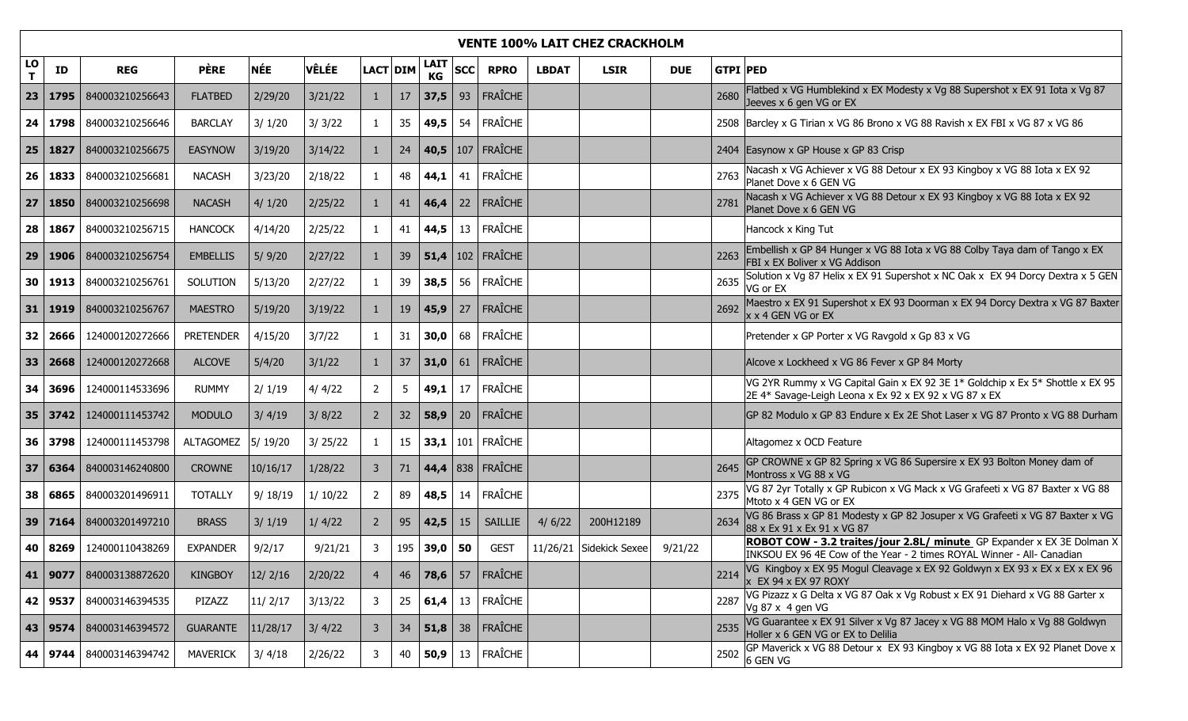| VENTE 100% LAIT CHEZ CRACKHOLM | | | | | | | | | | | | | | | |
|---|---|---|---|---|---|---|---|---|---|---|---|---|---|---|---|
| LOT | ID | REG | PÈRE | NÉE | VÊLÉE | LACT | DIM | LAIT KG | SCC | RPRO | LBDAT | LSIR | DUE | GTPI | PED |
| 23 | 1795 | 840003210256643 | FLATBED | 2/29/20 | 3/21/22 | 1 | 17 | 37,5 | 93 | FRAÎCHE | | | | 2680 | Flatbed x VG Humblekind x EX Modesty x Vg 88 Supershot x EX 91 Iota x Vg 87 Jeeves x 6 gen VG or EX |
| 24 | 1798 | 840003210256646 | BARCLAY | 3/ 1/20 | 3/ 3/22 | 1 | 35 | 49,5 | 54 | FRAÎCHE | | | | 2508 | Barcley x G Tirian x VG 86 Brono x VG 88 Ravish x EX FBI x VG 87 x VG 86 |
| 25 | 1827 | 840003210256675 | EASYNOW | 3/19/20 | 3/14/22 | 1 | 24 | 40,5 | 107 | FRAÎCHE | | | | 2404 | Easynow x GP House x GP 83 Crisp |
| 26 | 1833 | 840003210256681 | NACASH | 3/23/20 | 2/18/22 | 1 | 48 | 44,1 | 41 | FRAÎCHE | | | | 2763 | Nacash x VG Achiever x VG 88 Detour x EX 93 Kingboy x VG 88 Iota x EX 92 Planet Dove x 6 GEN VG |
| 27 | 1850 | 840003210256698 | NACASH | 4/ 1/20 | 2/25/22 | 1 | 41 | 46,4 | 22 | FRAÎCHE | | | | 2781 | Nacash x VG Achiever x VG 88 Detour x EX 93 Kingboy x VG 88 Iota x EX 92 Planet Dove x 6 GEN VG |
| 28 | 1867 | 840003210256715 | HANCOCK | 4/14/20 | 2/25/22 | 1 | 41 | 44,5 | 13 | FRAÎCHE | | | | | Hancock x King Tut |
| 29 | 1906 | 840003210256754 | EMBELLIS | 5/ 9/20 | 2/27/22 | 1 | 39 | 51,4 | 102 | FRAÎCHE | | | | 2263 | Embellish x GP 84 Hunger x VG 88 Iota x VG 88 Colby Taya dam of Tango x EX FBI x EX Boliver x VG Addison |
| 30 | 1913 | 840003210256761 | SOLUTION | 5/13/20 | 2/27/22 | 1 | 39 | 38,5 | 56 | FRAÎCHE | | | | 2635 | Solution x Vg 87 Helix x EX 91 Supershot x NC Oak x EX 94 Dorcy Dextra x 5 GEN VG or EX |
| 31 | 1919 | 840003210256767 | MAESTRO | 5/19/20 | 3/19/22 | 1 | 19 | 45,9 | 27 | FRAÎCHE | | | | 2692 | Maestro x EX 91 Supershot x EX 93 Doorman x EX 94 Dorcy Dextra x VG 87 Baxter x x 4 GEN VG or EX |
| 32 | 2666 | 124000120272666 | PRETENDER | 4/15/20 | 3/7/22 | 1 | 31 | 30,0 | 68 | FRAÎCHE | | | | | Pretender x GP Porter x VG Ravgold x Gp 83 x VG |
| 33 | 2668 | 124000120272668 | ALCOVE | 5/4/20 | 3/1/22 | 1 | 37 | 31,0 | 61 | FRAÎCHE | | | | | Alcove x Lockheed x VG 86 Fever x GP 84 Morty |
| 34 | 3696 | 124000114533696 | RUMMY | 2/ 1/19 | 4/ 4/22 | 2 | 5 | 49,1 | 17 | FRAÎCHE | | | | | VG 2YR Rummy x VG Capital Gain x EX 92 3E 1* Goldchip x Ex 5* Shottle x EX 95 2E 4* Savage-Leigh Leona x Ex 92 x EX 92 x VG 87 x EX |
| 35 | 3742 | 124000111453742 | MODULO | 3/ 4/19 | 3/ 8/22 | 2 | 32 | 58,9 | 20 | FRAÎCHE | | | | | GP 82 Modulo x GP 83 Endure x Ex 2E Shot Laser x VG 87 Pronto x VG 88 Durham |
| 36 | 3798 | 124000111453798 | ALTAGOMEZ | 5/ 19/20 | 3/ 25/22 | 1 | 15 | 33,1 | 101 | FRAÎCHE | | | | | Altagomez x OCD Feature |
| 37 | 6364 | 840003146240800 | CROWNE | 10/16/17 | 1/28/22 | 3 | 71 | 44,4 | 838 | FRAÎCHE | | | | 2645 | GP CROWNE x GP 82 Spring x VG 86 Supersire x EX 93 Bolton Money dam of Montross x VG 88 x VG |
| 38 | 6865 | 840003201496911 | TOTALLY | 9/ 18/19 | 1/ 10/22 | 2 | 89 | 48,5 | 14 | FRAÎCHE | | | | 2375 | VG 87 2yr Totally x GP Rubicon x VG Mack x VG Grafeeti x VG 87 Baxter x VG 88 Mtoto x 4 GEN VG or EX |
| 39 | 7164 | 840003201497210 | BRASS | 3/ 1/19 | 1/ 4/22 | 2 | 95 | 42,5 | 15 | SAILLIE | 4/ 6/22 | 200H12189 | | 2634 | VG 86 Brass x GP 81 Modesty x GP 82 Josuper x VG Grafeeti x VG 87 Baxter x VG 88 x Ex 91 x Ex 91 x VG 87 |
| 40 | 8269 | 124000110438269 | EXPANDER | 9/2/17 | 9/21/21 | 3 | 195 | 39,0 | 50 | GEST | 11/26/21 | Sidekick Sexee | 9/21/22 | | **ROBOT COW - 3.2 traites/jour 2.8L/ minute** GP Expander x EX 3E Dolman X INKSOU EX 96 4E Cow of the Year - 2 times ROYAL Winner - All- Canadian |
| 41 | 9077 | 840003138872620 | KINGBOY | 12/ 2/16 | 2/20/22 | 4 | 46 | 78,6 | 57 | FRAÎCHE | | | | 2214 | VG Kingboy x EX 95 Mogul Cleavage x EX 92 Goldwyn x EX 93 x EX x EX x EX 96 x EX 94 x EX 97 ROXY |
| 42 | 9537 | 840003146394535 | PIZAZZ | 11/ 2/17 | 3/13/22 | 3 | 25 | 61,4 | 13 | FRAÎCHE | | | | 2287 | VG Pizazz x G Delta x VG 87 Oak x Vg Robust x EX 91 Diehard x VG 88 Garter x Vg 87 x 4 gen VG |
| 43 | 9574 | 840003146394572 | GUARANTE | 11/28/17 | 3/ 4/22 | 3 | 34 | 51,8 | 38 | FRAÎCHE | | | | 2535 | VG Guarantee x EX 91 Silver x Vg 87 Jacey x VG 88 MOM Halo x Vg 88 Goldwyn Holler x 6 GEN VG or EX to Delilia |
| 44 | 9744 | 840003146394742 | MAVERICK | 3/ 4/18 | 2/26/22 | 3 | 40 | 50,9 | 13 | FRAÎCHE | | | | 2502 | GP Maverick x VG 88 Detour x EX 93 Kingboy x VG 88 Iota x EX 92 Planet Dove x 6 GEN VG |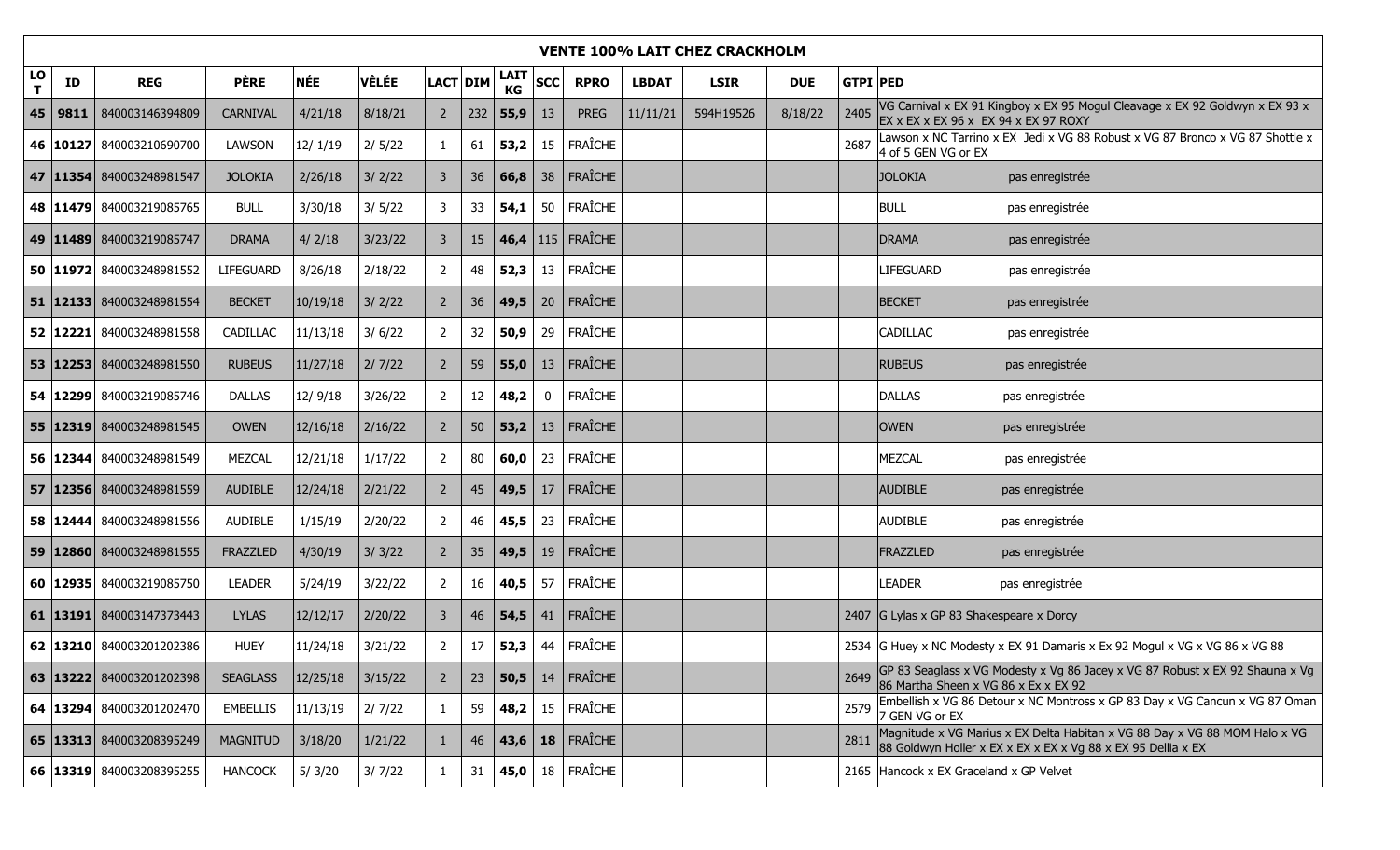# VENTE 100% LAIT CHEZ CRACKHOLM

| LOT | ID | REG | PÈRE | NÉE | VÊLÉE | LACT | DIM | LAIT KG | SCC | RPRO | LBDAT | LSIR | DUE | GTPI | PED |
|---|---|---|---|---|---|---|---|---|---|---|---|---|---|---|---|
| 45 | 9811 | 840003146394809 | CARNIVAL | 4/21/18 | 8/18/21 | 2 | 232 | 55,9 | 13 | PREG | 11/11/21 | 594H19526 | 8/18/22 | 2405 | VG Carnival x EX 91 Kingboy x EX 95 Mogul Cleavage x EX 92 Goldwyn x EX 93 x EX x EX x EX 96 x EX 94 x EX 97 ROXY |
| 46 | 10127 | 840003210690700 | LAWSON | 12/ 1/19 | 2/ 5/22 | 1 | 61 | 53,2 | 15 | FRAÎCHE | | | | 2687 | Lawson x NC Tarrino x EX Jedi x VG 88 Robust x VG 87 Bronco x VG 87 Shottle x 4 of 5 GEN VG or EX |
| 47 | 11354 | 840003248981547 | JOLOKIA | 2/26/18 | 3/ 2/22 | 3 | 36 | 66,8 | 38 | FRAÎCHE | | | | | JOLOKIA pas enregistrée |
| 48 | 11479 | 840003219085765 | BULL | 3/30/18 | 3/ 5/22 | 3 | 33 | 54,1 | 50 | FRAÎCHE | | | | | BULL pas enregistrée |
| 49 | 11489 | 840003219085747 | DRAMA | 4/ 2/18 | 3/23/22 | 3 | 15 | 46,4 | 115 | FRAÎCHE | | | | | DRAMA pas enregistrée |
| 50 | 11972 | 840003248981552 | LIFEGUARD | 8/26/18 | 2/18/22 | 2 | 48 | 52,3 | 13 | FRAÎCHE | | | | | LIFEGUARD pas enregistrée |
| 51 | 12133 | 840003248981554 | BECKET | 10/19/18 | 3/ 2/22 | 2 | 36 | 49,5 | 20 | FRAÎCHE | | | | | BECKET pas enregistrée |
| 52 | 12221 | 840003248981558 | CADILLAC | 11/13/18 | 3/ 6/22 | 2 | 32 | 50,9 | 29 | FRAÎCHE | | | | | CADILLAC pas enregistrée |
| 53 | 12253 | 840003248981550 | RUBEUS | 11/27/18 | 2/ 7/22 | 2 | 59 | 55,0 | 13 | FRAÎCHE | | | | | RUBEUS pas enregistrée |
| 54 | 12299 | 840003219085746 | DALLAS | 12/ 9/18 | 3/26/22 | 2 | 12 | 48,2 | 0 | FRAÎCHE | | | | | DALLAS pas enregistrée |
| 55 | 12319 | 840003248981545 | OWEN | 12/16/18 | 2/16/22 | 2 | 50 | 53,2 | 13 | FRAÎCHE | | | | | OWEN pas enregistrée |
| 56 | 12344 | 840003248981549 | MEZCAL | 12/21/18 | 1/17/22 | 2 | 80 | 60,0 | 23 | FRAÎCHE | | | | | MEZCAL pas enregistrée |
| 57 | 12356 | 840003248981559 | AUDIBLE | 12/24/18 | 2/21/22 | 2 | 45 | 49,5 | 17 | FRAÎCHE | | | | | AUDIBLE pas enregistrée |
| 58 | 12444 | 840003248981556 | AUDIBLE | 1/15/19 | 2/20/22 | 2 | 46 | 45,5 | 23 | FRAÎCHE | | | | | AUDIBLE pas enregistrée |
| 59 | 12860 | 840003248981555 | FRAZZLED | 4/30/19 | 3/ 3/22 | 2 | 35 | 49,5 | 19 | FRAÎCHE | | | | | FRAZZLED pas enregistrée |
| 60 | 12935 | 840003219085750 | LEADER | 5/24/19 | 3/22/22 | 2 | 16 | 40,5 | 57 | FRAÎCHE | | | | | LEADER pas enregistrée |
| 61 | 13191 | 840003147373443 | LYLAS | 12/12/17 | 2/20/22 | 3 | 46 | 54,5 | 41 | FRAÎCHE | | | | 2407 | G Lylas x GP 83 Shakespeare x Dorcy |
| 62 | 13210 | 840003201202386 | HUEY | 11/24/18 | 3/21/22 | 2 | 17 | 52,3 | 44 | FRAÎCHE | | | | 2534 | G Huey x NC Modesty x EX 91 Damaris x Ex 92 Mogul x VG x VG 86 x VG 88 |
| 63 | 13222 | 840003201202398 | SEAGLASS | 12/25/18 | 3/15/22 | 2 | 23 | 50,5 | 14 | FRAÎCHE | | | | 2649 | GP 83 Seaglass x VG Modesty x Vg 86 Jacey x VG 87 Robust x EX 92 Shauna x Vg 86 Martha Sheen x VG 86 x Ex x EX 92 |
| 64 | 13294 | 840003201202470 | EMBELLIS | 11/13/19 | 2/ 7/22 | 1 | 59 | 48,2 | 15 | FRAÎCHE | | | | 2579 | Embellish x VG 86 Detour x NC Montross x GP 83 Day x VG Cancun x VG 87 Oman 7 GEN VG or EX |
| 65 | 13313 | 840003208395249 | MAGNITUD | 3/18/20 | 1/21/22 | 1 | 46 | 43,6 | 18 | FRAÎCHE | | | | 2811 | Magnitude x VG Marius x EX Delta Habitan x VG 88 Day x VG 88 MOM Halo x VG 88 Goldwyn Holler x EX x EX x EX x Vg 88 x EX 95 Dellia x EX |
| 66 | 13319 | 840003208395255 | HANCOCK | 5/ 3/20 | 3/ 7/22 | 1 | 31 | 45,0 | 18 | FRAÎCHE | | | | 2165 | Hancock x EX Graceland x GP Velvet |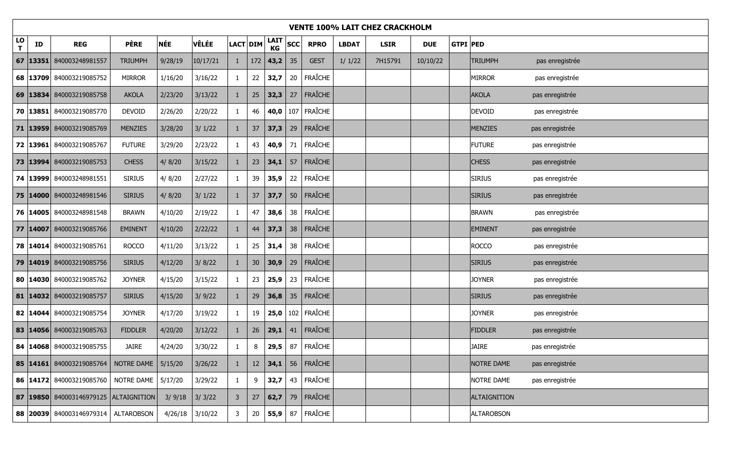| VENTE 100% LAIT CHEZ CRACKHOLM | | | | | | | | | | | | | | | | |
|---|---|---|---|---|---|---|---|---|---|---|---|---|---|---|---|---|
| **LOT** | **ID** | **REG** | **PÈRE** | **NÉE** | **VÊLÉE** | **LACT** | **DIM** | **LAIT KG** | **SCC** | **RPRO** | **LBDAT** | **LSIR** | **DUE** | **GTPI** | **PED** | |
| **67** | **13351** | 840003248981557 | TRIUMPH | 9/28/19 | 10/17/21 | 1 | 172 | **43,2** | 35 | GEST | 1/ 1/22 | 7H15791 | 10/10/22 | | TRIUMPH | pas enregistrée |
| **68** | **13709** | 840003219085752 | MIRROR | 1/16/20 | 3/16/22 | 1 | 22 | **32,7** | 20 | FRAÎCHE | | | | | MIRROR | pas enregistrée |
| **69** | **13834** | 840003219085758 | AKOLA | 2/23/20 | 3/13/22 | 1 | 25 | **32,3** | 27 | FRAÎCHE | | | | | AKOLA | pas enregistrée |
| **70** | **13851** | 840003219085770 | DEVOID | 2/26/20 | 2/20/22 | 1 | 46 | **40,0** | 107 | FRAÎCHE | | | | | DEVOID | pas enregistrée |
| **71** | **13959** | 840003219085769 | MENZIES | 3/28/20 | 3/ 1/22 | 1 | 37 | **37,3** | 29 | FRAÎCHE | | | | | MENZIES | pas enregistrée |
| **72** | **13961** | 840003219085767 | FUTURE | 3/29/20 | 2/23/22 | 1 | 43 | **40,9** | 71 | FRAÎCHE | | | | | FUTURE | pas enregistrée |
| **73** | **13994** | 840003219085753 | CHESS | 4/ 8/20 | 3/15/22 | 1 | 23 | **34,1** | 57 | FRAÎCHE | | | | | CHESS | pas enregistrée |
| **74** | **13999** | 840003248981551 | SIRIUS | 4/ 8/20 | 2/27/22 | 1 | 39 | **35,9** | 22 | FRAÎCHE | | | | | SIRIUS | pas enregistrée |
| **75** | **14000** | 840003248981546 | SIRIUS | 4/ 8/20 | 3/ 1/22 | 1 | 37 | **37,7** | 50 | FRAÎCHE | | | | | SIRIUS | pas enregistrée |
| **76** | **14005** | 840003248981548 | BRAWN | 4/10/20 | 2/19/22 | 1 | 47 | **38,6** | 38 | FRAÎCHE | | | | | BRAWN | pas enregistrée |
| **77** | **14007** | 840003219085766 | EMINENT | 4/10/20 | 2/22/22 | 1 | 44 | **37,3** | 38 | FRAÎCHE | | | | | EMINENT | pas enregistrée |
| **78** | **14014** | 840003219085761 | ROCCO | 4/11/20 | 3/13/22 | 1 | 25 | **31,4** | 38 | FRAÎCHE | | | | | ROCCO | pas enregistrée |
| **79** | **14019** | 840003219085756 | SIRIUS | 4/12/20 | 3/ 8/22 | 1 | 30 | **30,9** | 29 | FRAÎCHE | | | | | SIRIUS | pas enregistrée |
| **80** | **14030** | 840003219085762 | JOYNER | 4/15/20 | 3/15/22 | 1 | 23 | **25,9** | 23 | FRAÎCHE | | | | | JOYNER | pas enregistrée |
| **81** | **14032** | 840003219085757 | SIRIUS | 4/15/20 | 3/ 9/22 | 1 | 29 | **36,8** | 35 | FRAÎCHE | | | | | SIRIUS | pas enregistrée |
| **82** | **14044** | 840003219085754 | JOYNER | 4/17/20 | 3/19/22 | 1 | 19 | **25,0** | 102 | FRAÎCHE | | | | | JOYNER | pas enregistrée |
| **83** | **14056** | 840003219085763 | FIDDLER | 4/20/20 | 3/12/22 | 1 | 26 | **29,1** | 41 | FRAÎCHE | | | | | FIDDLER | pas enregistrée |
| **84** | **14068** | 840003219085755 | JAIRE | 4/24/20 | 3/30/22 | 1 | 8 | **29,5** | 87 | FRAÎCHE | | | | | JAIRE | pas enregistrée |
| **85** | **14161** | 840003219085764 | NOTRE DAME | 5/15/20 | 3/26/22 | 1 | 12 | **34,1** | 56 | FRAÎCHE | | | | | NOTRE DAME | pas enregistrée |
| **86** | **14172** | 840003219085760 | NOTRE DAME | 5/17/20 | 3/29/22 | 1 | 9 | **32,7** | 43 | FRAÎCHE | | | | | NOTRE DAME | pas enregistrée |
| **87** | **19850** | 840003146979125 | ALTAIGNITION | 3/ 9/18 | 3/ 3/22 | 3 | 27 | **62,7** | 79 | FRAÎCHE | | | | | ALTAIGNITION | |
| **88** | **20039** | 840003146979314 | ALTAROBSON | 4/26/18 | 3/10/22 | 3 | 20 | **55,9** | 87 | FRAÎCHE | | | | | ALTAROBSON | |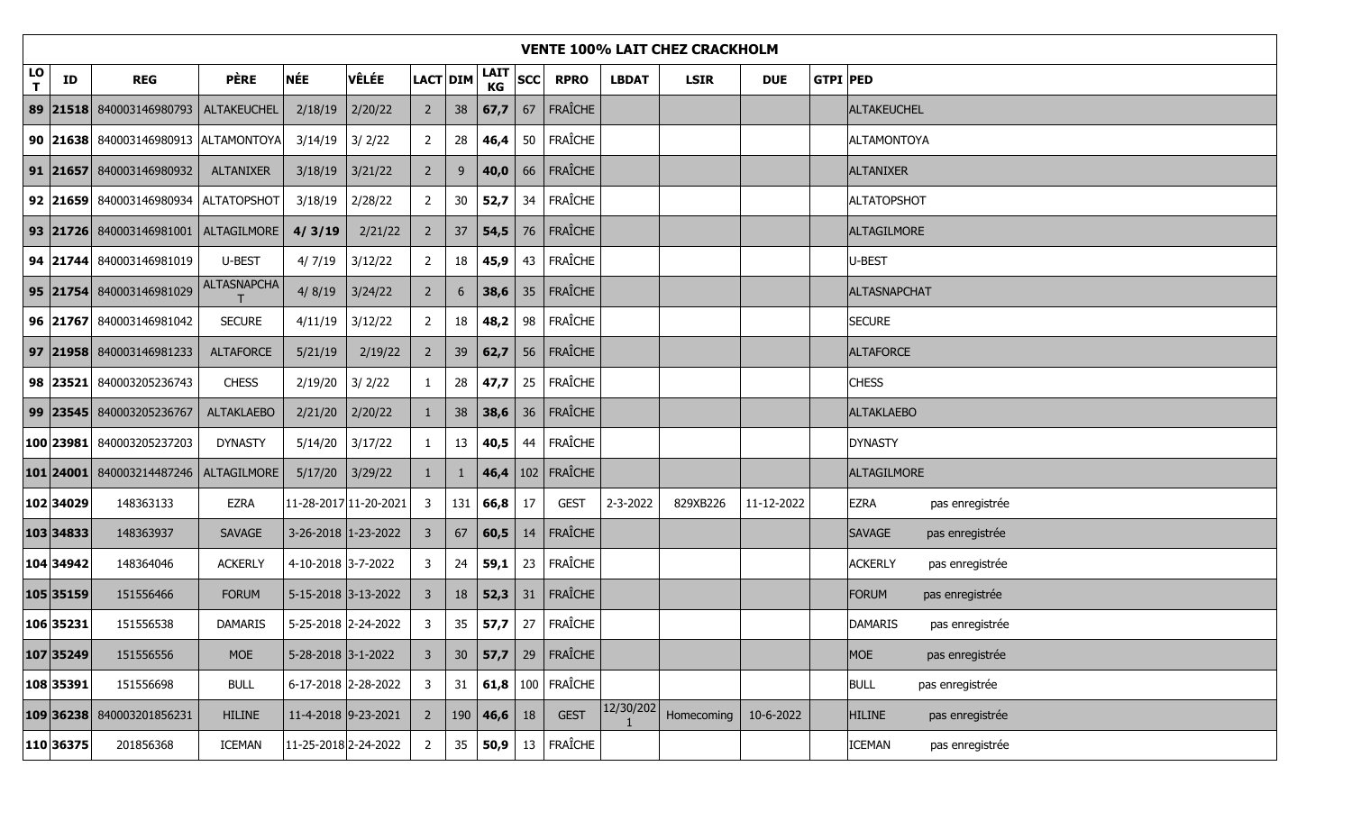| VENTE 100% LAIT CHEZ CRACKHOLM | | | | | | | | | | | | | | | | |
|---|---|---|---|---|---|---|---|---|---|---|---|---|---|---|---|---|
| LOT | ID | REG | PÈRE | NÉE | VÊLÉE | LACT | DIM | LAIT KG | SCC | RPRO | LBDAT | LSIR | DUE | GTPI | PED | |
| 89 | 21518 | 840003146980793 | ALTAKEUCHEL | 2/18/19 | 2/20/22 | 2 | 38 | 67,7 | 67 | FRAÎCHE | | | | | ALTAKEUCHEL | |
| 90 | 21638 | 840003146980913 | ALTAMONTOYA | 3/14/19 | 3/ 2/22 | 2 | 28 | 46,4 | 50 | FRAÎCHE | | | | | ALTAMONTOYA | |
| 91 | 21657 | 840003146980932 | ALTANIXER | 3/18/19 | 3/21/22 | 2 | 9 | 40,0 | 66 | FRAÎCHE | | | | | ALTANIXER | |
| 92 | 21659 | 840003146980934 | ALTATOPSHOT | 3/18/19 | 2/28/22 | 2 | 30 | 52,7 | 34 | FRAÎCHE | | | | | ALTATOPSHOT | |
| 93 | 21726 | 840003146981001 | ALTAGILMORE | 4/ 3/19 | 2/21/22 | 2 | 37 | 54,5 | 76 | FRAÎCHE | | | | | ALTAGILMORE | |
| 94 | 21744 | 840003146981019 | U-BEST | 4/ 7/19 | 3/12/22 | 2 | 18 | 45,9 | 43 | FRAÎCHE | | | | | U-BEST | |
| 95 | 21754 | 840003146981029 | ALTASNAPCHAT | 4/ 8/19 | 3/24/22 | 2 | 6 | 38,6 | 35 | FRAÎCHE | | | | | ALTASNAPCHAT | |
| 96 | 21767 | 840003146981042 | SECURE | 4/11/19 | 3/12/22 | 2 | 18 | 48,2 | 98 | FRAÎCHE | | | | | SECURE | |
| 97 | 21958 | 840003146981233 | ALTAFORCE | 5/21/19 | 2/19/22 | 2 | 39 | 62,7 | 56 | FRAÎCHE | | | | | ALTAFORCE | |
| 98 | 23521 | 840003205236743 | CHESS | 2/19/20 | 3/ 2/22 | 1 | 28 | 47,7 | 25 | FRAÎCHE | | | | | CHESS | |
| 99 | 23545 | 840003205236767 | ALTAKLAEBO | 2/21/20 | 2/20/22 | 1 | 38 | 38,6 | 36 | FRAÎCHE | | | | | ALTAKLAEBO | |
| 100 | 23981 | 840003205237203 | DYNASTY | 5/14/20 | 3/17/22 | 1 | 13 | 40,5 | 44 | FRAÎCHE | | | | | DYNASTY | |
| 101 | 24001 | 840003214487246 | ALTAGILMORE | 5/17/20 | 3/29/22 | 1 | 1 | 46,4 | 102 | FRAÎCHE | | | | | ALTAGILMORE | |
| 102 | 34029 | 148363133 | EZRA | 11-28-2017 | 11-20-2021 | 3 | 131 | 66,8 | 17 | GEST | 2-3-2022 | 829XB226 | 11-12-2022 | | EZRA | pas enregistrée |
| 103 | 34833 | 148363937 | SAVAGE | 3-26-2018 | 1-23-2022 | 3 | 67 | 60,5 | 14 | FRAÎCHE | | | | | SAVAGE | pas enregistrée |
| 104 | 34942 | 148364046 | ACKERLY | 4-10-2018 | 3-7-2022 | 3 | 24 | 59,1 | 23 | FRAÎCHE | | | | | ACKERLY | pas enregistrée |
| 105 | 35159 | 151556466 | FORUM | 5-15-2018 | 3-13-2022 | 3 | 18 | 52,3 | 31 | FRAÎCHE | | | | | FORUM | pas enregistrée |
| 106 | 35231 | 151556538 | DAMARIS | 5-25-2018 | 2-24-2022 | 3 | 35 | 57,7 | 27 | FRAÎCHE | | | | | DAMARIS | pas enregistrée |
| 107 | 35249 | 151556556 | MOE | 5-28-2018 | 3-1-2022 | 3 | 30 | 57,7 | 29 | FRAÎCHE | | | | | MOE | pas enregistrée |
| 108 | 35391 | 151556698 | BULL | 6-17-2018 | 2-28-2022 | 3 | 31 | 61,8 | 100 | FRAÎCHE | | | | | BULL | pas enregistrée |
| 109 | 36238 | 840003201856231 | HILINE | 11-4-2018 | 9-23-2021 | 2 | 190 | 46,6 | 18 | GEST | 12/30/2021 | Homecoming | 10-6-2022 | | HILINE | pas enregistrée |
| 110 | 36375 | 201856368 | ICEMAN | 11-25-2018 | 2-24-2022 | 2 | 35 | 50,9 | 13 | FRAÎCHE | | | | | ICEMAN | pas enregistrée |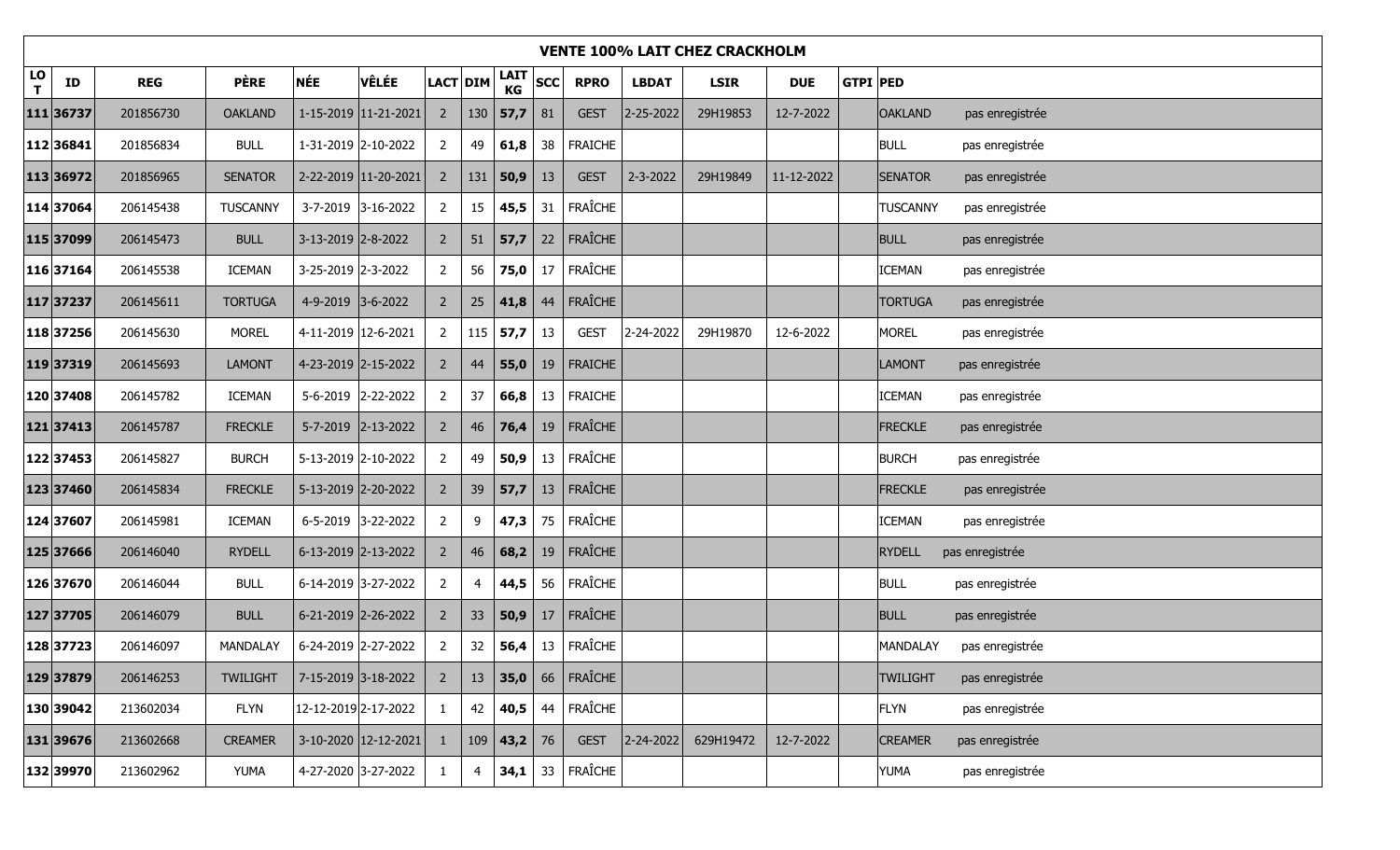| VENTE 100% LAIT CHEZ CRACKHOLM | | | | | | | | | | | | | | | | |
|---|---|---|---|---|---|---|---|---|---|---|---|---|---|---|---|---|
| LOT | ID | REG | PÈRE | NÉE | VÊLÉE | LACT | DIM | LAIT KG | SCC | RPRO | LBDAT | LSIR | DUE | GTPI | PED | |
| 111 | **36737** | 201856730 | OAKLAND | 1-15-2019 | 11-21-2021 | 2 | 130 | **57,7** | 81 | GEST | 2-25-2022 | 29H19853 | 12-7-2022 | | OAKLAND | pas enregistrée |
| 112 | **36841** | 201856834 | BULL | 1-31-2019 | 2-10-2022 | 2 | 49 | **61,8** | 38 | FRAICHE | | | | | BULL | pas enregistrée |
| 113 | **36972** | 201856965 | SENATOR | 2-22-2019 | 11-20-2021 | 2 | 131 | **50,9** | 13 | GEST | 2-3-2022 | 29H19849 | 11-12-2022 | | SENATOR | pas enregistrée |
| 114 | **37064** | 206145438 | TUSCANNY | 3-7-2019 | 3-16-2022 | 2 | 15 | **45,5** | 31 | FRAÎCHE | | | | | TUSCANNY | pas enregistrée |
| 115 | **37099** | 206145473 | BULL | 3-13-2019 | 2-8-2022 | 2 | 51 | **57,7** | 22 | FRAÎCHE | | | | | BULL | pas enregistrée |
| 116 | **37164** | 206145538 | ICEMAN | 3-25-2019 | 2-3-2022 | 2 | 56 | **75,0** | 17 | FRAÎCHE | | | | | ICEMAN | pas enregistrée |
| 117 | **37237** | 206145611 | TORTUGA | 4-9-2019 | 3-6-2022 | 2 | 25 | **41,8** | 44 | FRAÎCHE | | | | | TORTUGA | pas enregistrée |
| 118 | **37256** | 206145630 | MOREL | 4-11-2019 | 12-6-2021 | 2 | 115 | **57,7** | 13 | GEST | 2-24-2022 | 29H19870 | 12-6-2022 | | MOREL | pas enregistrée |
| 119 | **37319** | 206145693 | LAMONT | 4-23-2019 | 2-15-2022 | 2 | 44 | **55,0** | 19 | FRAICHE | | | | | LAMONT | pas enregistrée |
| 120 | **37408** | 206145782 | ICEMAN | 5-6-2019 | 2-22-2022 | 2 | 37 | **66,8** | 13 | FRAICHE | | | | | ICEMAN | pas enregistrée |
| 121 | **37413** | 206145787 | FRECKLE | 5-7-2019 | 2-13-2022 | 2 | 46 | **76,4** | 19 | FRAÎCHE | | | | | FRECKLE | pas enregistrée |
| 122 | **37453** | 206145827 | BURCH | 5-13-2019 | 2-10-2022 | 2 | 49 | **50,9** | 13 | FRAÎCHE | | | | | BURCH | pas enregistrée |
| 123 | **37460** | 206145834 | FRECKLE | 5-13-2019 | 2-20-2022 | 2 | 39 | **57,7** | 13 | FRAÎCHE | | | | | FRECKLE | pas enregistrée |
| 124 | **37607** | 206145981 | ICEMAN | 6-5-2019 | 3-22-2022 | 2 | 9 | **47,3** | 75 | FRAÎCHE | | | | | ICEMAN | pas enregistrée |
| 125 | **37666** | 206146040 | RYDELL | 6-13-2019 | 2-13-2022 | 2 | 46 | **68,2** | 19 | FRAÎCHE | | | | | RYDELL | pas enregistrée |
| 126 | **37670** | 206146044 | BULL | 6-14-2019 | 3-27-2022 | 2 | 4 | **44,5** | 56 | FRAÎCHE | | | | | BULL | pas enregistrée |
| 127 | **37705** | 206146079 | BULL | 6-21-2019 | 2-26-2022 | 2 | 33 | **50,9** | 17 | FRAÎCHE | | | | | BULL | pas enregistrée |
| 128 | **37723** | 206146097 | MANDALAY | 6-24-2019 | 2-27-2022 | 2 | 32 | **56,4** | 13 | FRAÎCHE | | | | | MANDALAY | pas enregistrée |
| 129 | **37879** | 206146253 | TWILIGHT | 7-15-2019 | 3-18-2022 | 2 | 13 | **35,0** | 66 | FRAÎCHE | | | | | TWILIGHT | pas enregistrée |
| 130 | **39042** | 213602034 | FLYN | 12-12-2019 | 2-17-2022 | 1 | 42 | **40,5** | 44 | FRAÎCHE | | | | | FLYN | pas enregistrée |
| 131 | **39676** | 213602668 | CREAMER | 3-10-2020 | 12-12-2021 | 1 | 109 | **43,2** | 76 | GEST | 2-24-2022 | 629H19472 | 12-7-2022 | | CREAMER | pas enregistrée |
| 132 | **39970** | 213602962 | YUMA | 4-27-2020 | 3-27-2022 | 1 | 4 | **34,1** | 33 | FRAÎCHE | | | | | YUMA | pas enregistrée |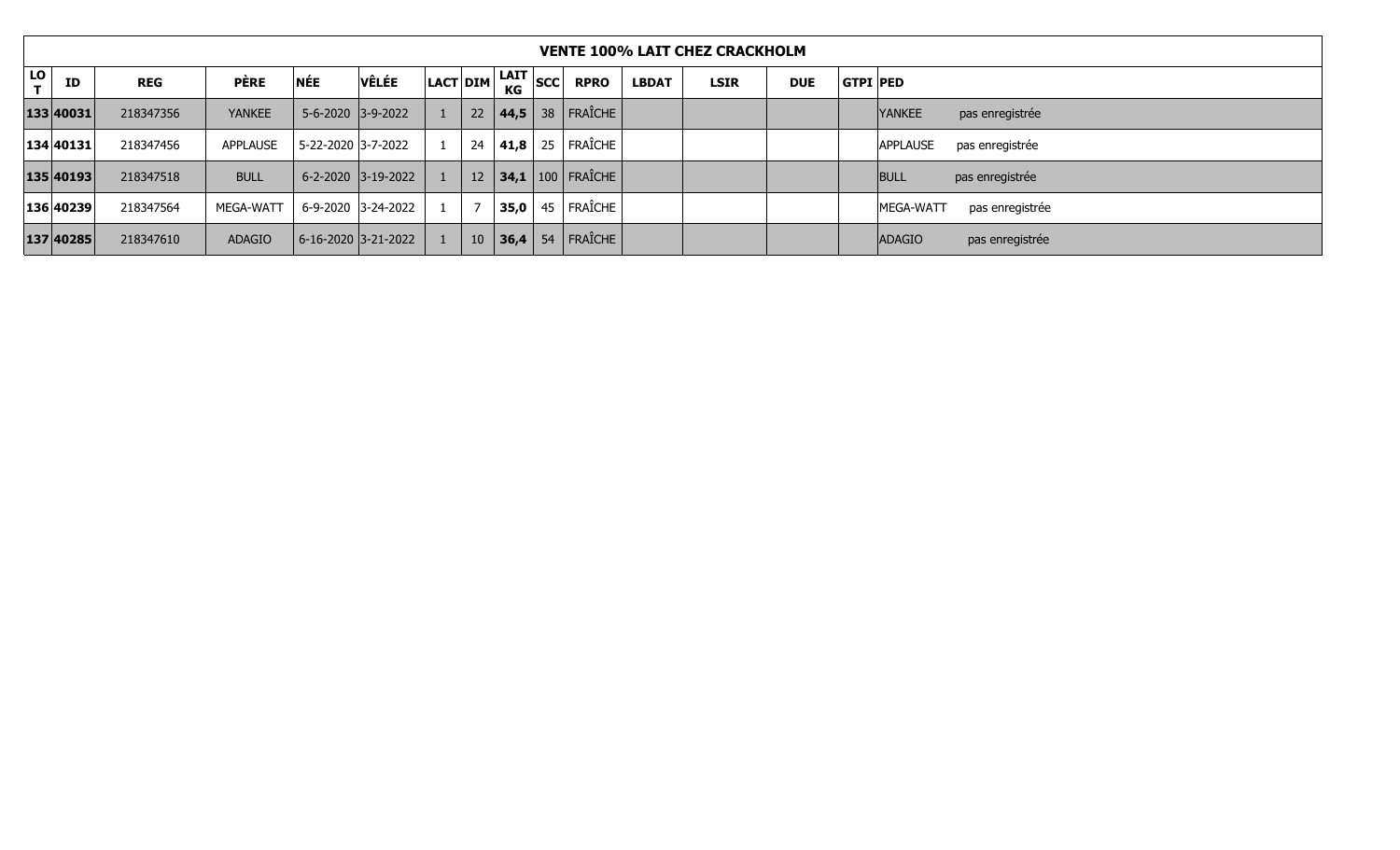## VENTE 100% LAIT CHEZ CRACKHOLM

| LOT | ID | REG | PÈRE | NÉE | VÊLÉE | LACT | DIM | LAIT KG | SCC | RPRO | LBDAT | LSIR | DUE | GTPI | PED |
|---|---|---|---|---|---|---|---|---|---|---|---|---|---|---|---|
| **133** | **40031** | 218347356 | YANKEE | 5-6-2020 | 3-9-2022 | 1 | 22 | **44,5** | 38 | FRAÎCHE | | | | | YANKEE pas enregistrée |
| **134** | **40131** | 218347456 | APPLAUSE | 5-22-2020 | 3-7-2022 | 1 | 24 | **41,8** | 25 | FRAÎCHE | | | | | APPLAUSE pas enregistrée |
| **135** | **40193** | 218347518 | BULL | 6-2-2020 | 3-19-2022 | 1 | 12 | **34,1** | 100 | FRAÎCHE | | | | | BULL pas enregistrée |
| **136** | **40239** | 218347564 | MEGA-WATT | 6-9-2020 | 3-24-2022 | 1 | 7 | **35,0** | 45 | FRAÎCHE | | | | | MEGA-WATT pas enregistrée |
| **137** | **40285** | 218347610 | ADAGIO | 6-16-2020 | 3-21-2022 | 1 | 10 | **36,4** | 54 | FRAÎCHE | | | | | ADAGIO pas enregistrée |